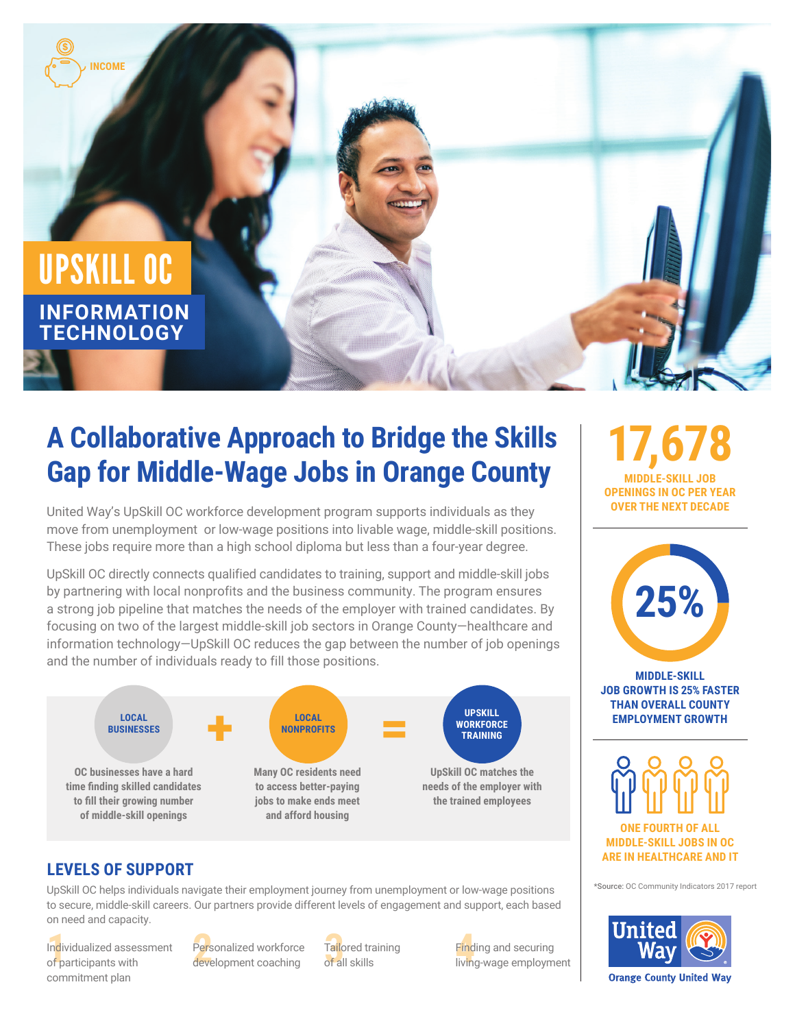INCOME

# UPSKILL OC

## INFORMATION TECHNOLOGY

# A Collaborative Approach to Bridge the Skills Gap for Middle-Wage Jobs in Orange County

United Way's UpSkill OC workforce development program supports individuals as they move from unemployment or low-wage positions into livable wage, middle-skill positions. These jobs require more than a high school diploma but less than a four-year degree.

UpSkill OC directly connects qualified candidates to training, support and middle-skill jobs by partnering with local nonprofits and the business community. The program ensures a strong job pipeline that matches the needs of the employer with trained candidates. By focusing on two of the largest middle-skill job sectors in Orange County—healthcare and information technology—UpSkill OC reduces the gap between the number of job openings and the number of individuals ready to fill those positions.

**LOCAL BUSINESSES** + **LOCAL NONPROFITS** = **UPSKILL WORKFORCE TRAINING**

- **Local Businesses:** OC businesses have a hard time finding skilled candidates to fill their growing number of middle-skill openings
- **Local Nonprofits:** Many OC residents need to access better-paying jobs to make ends meet and afford housing
- **UpSkill Workforce Training:** UpSkill OC matches the needs of the employer with the trained employees

## LEVELS OF SUPPORT

UpSkill OC helps individuals navigate their employment journey from unemployment or low-wage positions to secure, middle-skill careers. Our partners provide different levels of engagement and support, each based on need and capacity.

1. Individualized assessment of participants with commitment plan
2. Personalized workforce development coaching
3. Tailored training of all skills
4. Finding and securing living-wage employment

**17,678**
MIDDLE-SKILL JOB OPENINGS IN OC PER YEAR OVER THE NEXT DECADE

**25%**
MIDDLE-SKILL JOB GROWTH IS 25% FASTER THAN OVERALL COUNTY EMPLOYMENT GROWTH

ONE FOURTH OF ALL MIDDLE-SKILL JOBS IN OC ARE IN HEALTHCARE AND IT

*Source: OC Community Indicators 2017 report

United Way
Orange County United Way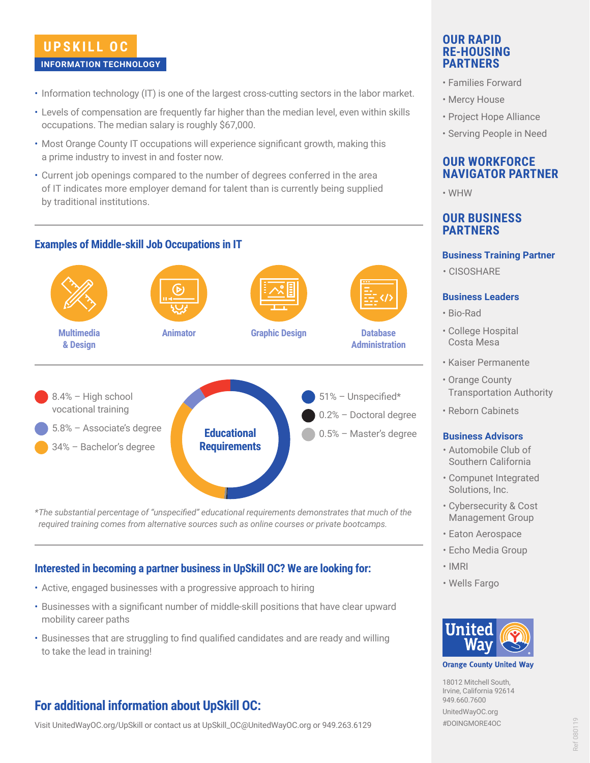# UPSKILL OC

**INFORMATION TECHNOLOGY**

- Information technology (IT) is one of the largest cross-cutting sectors in the labor market.
- Levels of compensation are frequently far higher than the median level, even within skills occupations. The median salary is roughly $67,000.
- Most Orange County IT occupations will experience significant growth, making this a prime industry to invest in and foster now.
- Current job openings compared to the number of degrees conferred in the area of IT indicates more employer demand for talent than is currently being supplied by traditional institutions.

## Examples of Middle-skill Job Occupations in IT

Multimedia & Design

Animator

Graphic Design

Database Administration

Educational Requirements

8.4% – High school vocational training

5.8% – Associate's degree

34% – Bachelor's degree

51% – Unspecified*

0.2% – Doctoral degree

0.5% – Master's degree

*\*The substantial percentage of "unspecified" educational requirements demonstrates that much of the required training comes from alternative sources such as online courses or private bootcamps.*

## Interested in becoming a partner business in UpSkill OC? We are looking for:

- Active, engaged businesses with a progressive approach to hiring
- Businesses with a significant number of middle-skill positions that have clear upward mobility career paths
- Businesses that are struggling to find qualified candidates and are ready and willing to take the lead in training!

## For additional information about UpSkill OC:

Visit UnitedWayOC.org/UpSkill or contact us at UpSkill_OC@UnitedWayOC.org or 949.263.6129

## OUR RAPID RE-HOUSING PARTNERS

- Families Forward
- Mercy House
- Project Hope Alliance
- Serving People in Need

## OUR WORKFORCE NAVIGATOR PARTNER

- WHW

## OUR BUSINESS PARTNERS

### Business Training Partner

- CISOSHARE

### Business Leaders

- Bio-Rad
- College Hospital Costa Mesa
- Kaiser Permanente
- Orange County Transportation Authority
- Reborn Cabinets

### Business Advisors

- Automobile Club of Southern California
- Compunet Integrated Solutions, Inc.
- Cybersecurity & Cost Management Group
- Eaton Aerospace
- Echo Media Group
- IMRI
- Wells Fargo

United Way

Orange County United Way

18012 Mitchell South,
Irvine, California 92614
949.660.7600

UnitedWayOC.org

#DOINGMORE4OC

Ref 080119